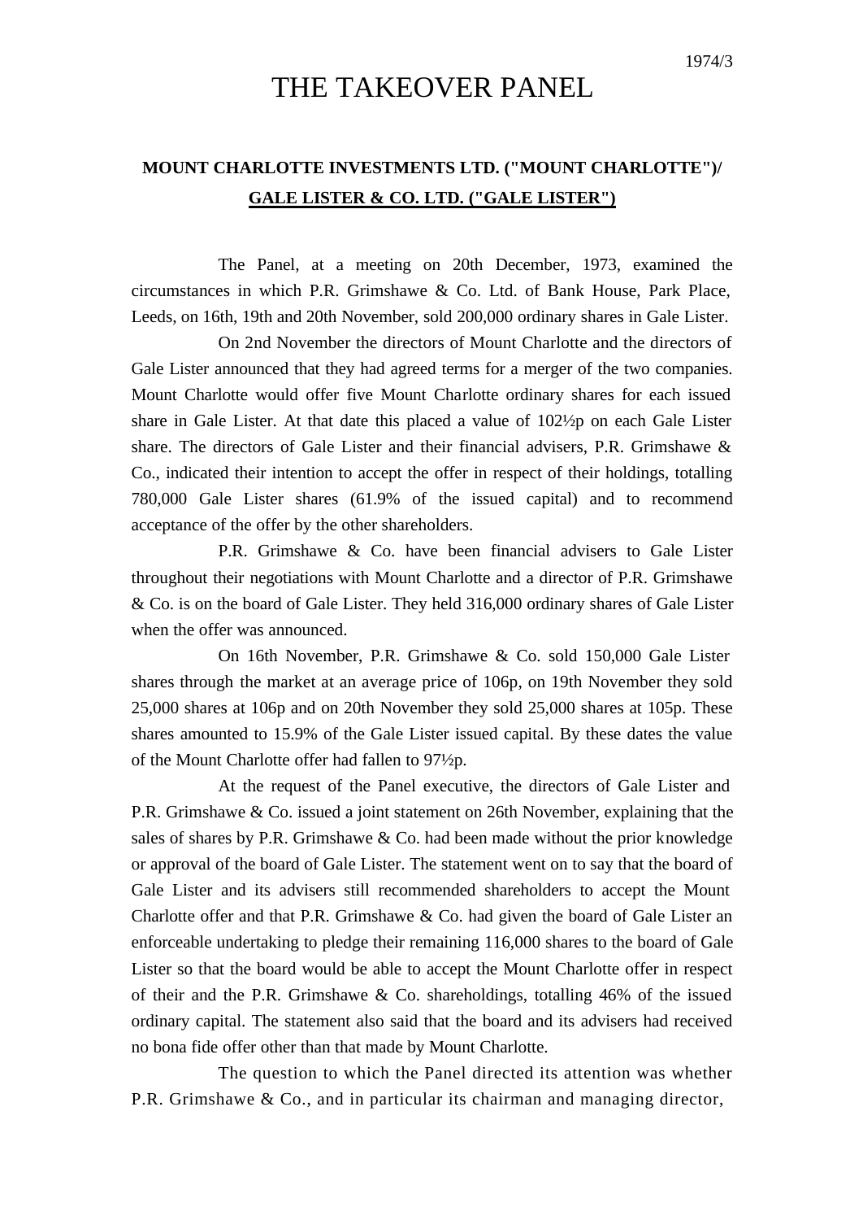1974/3

# THE TAKEOVER PANEL

## MOUNT CHARLOTTE INVESTMENTS LTD. ("MOUNT CHARLOTTE")/ GALE LISTER & CO. LTD. ("GALE LISTER")

The Panel, at a meeting on 20th December, 1973, examined the circumstances in which P.R. Grimshawe & Co. Ltd. of Bank House, Park Place, Leeds, on 16th, 19th and 20th November, sold 200,000 ordinary shares in Gale Lister.

On 2nd November the directors of Mount Charlotte and the directors of Gale Lister announced that they had agreed terms for a merger of the two companies. Mount Charlotte would offer five Mount Charlotte ordinary shares for each issued share in Gale Lister. At that date this placed a value of 102½p on each Gale Lister share. The directors of Gale Lister and their financial advisers, P.R. Grimshawe & Co., indicated their intention to accept the offer in respect of their holdings, totalling 780,000 Gale Lister shares (61.9% of the issued capital) and to recommend acceptance of the offer by the other shareholders.

P.R. Grimshawe & Co. have been financial advisers to Gale Lister throughout their negotiations with Mount Charlotte and a director of P.R. Grimshawe & Co. is on the board of Gale Lister. They held 316,000 ordinary shares of Gale Lister when the offer was announced.

On 16th November, P.R. Grimshawe & Co. sold 150,000 Gale Lister shares through the market at an average price of 106p, on 19th November they sold 25,000 shares at 106p and on 20th November they sold 25,000 shares at 105p. These shares amounted to 15.9% of the Gale Lister issued capital. By these dates the value of the Mount Charlotte offer had fallen to 97½p.

At the request of the Panel executive, the directors of Gale Lister and P.R. Grimshawe & Co. issued a joint statement on 26th November, explaining that the sales of shares by P.R. Grimshawe & Co. had been made without the prior knowledge or approval of the board of Gale Lister. The statement went on to say that the board of Gale Lister and its advisers still recommended shareholders to accept the Mount Charlotte offer and that P.R. Grimshawe & Co. had given the board of Gale Lister an enforceable undertaking to pledge their remaining 116,000 shares to the board of Gale Lister so that the board would be able to accept the Mount Charlotte offer in respect of their and the P.R. Grimshawe & Co. shareholdings, totalling 46% of the issued ordinary capital. The statement also said that the board and its advisers had received no bona fide offer other than that made by Mount Charlotte.

The question to which the Panel directed its attention was whether P.R. Grimshawe & Co., and in particular its chairman and managing director,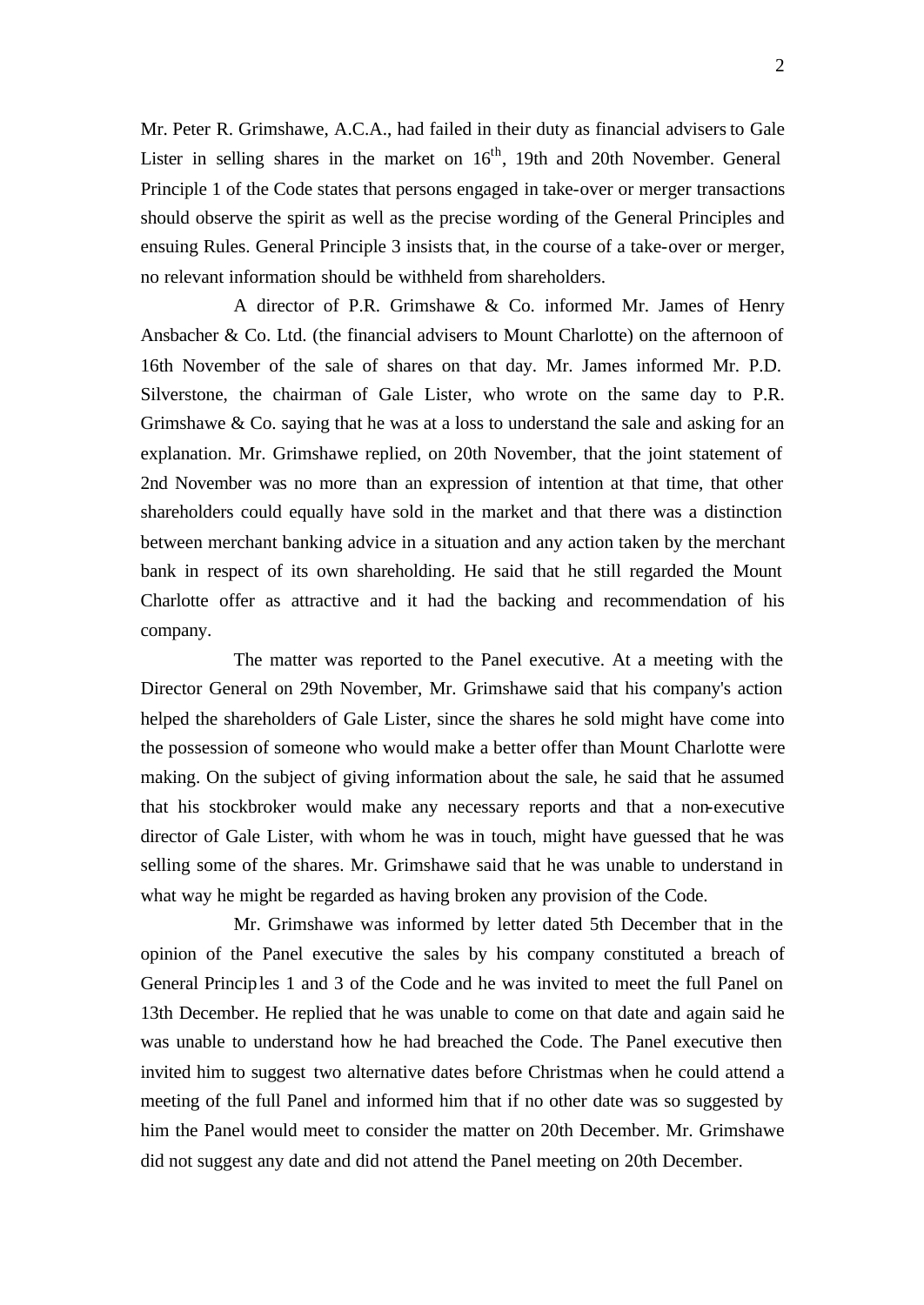Mr. Peter R. Grimshawe, A.C.A., had failed in their duty as financial advisers to Gale Lister in selling shares in the market on 16th, 19th and 20th November. General Principle 1 of the Code states that persons engaged in take-over or merger transactions should observe the spirit as well as the precise wording of the General Principles and ensuing Rules. General Principle 3 insists that, in the course of a take-over or merger, no relevant information should be withheld from shareholders.

A director of P.R. Grimshawe & Co. informed Mr. James of Henry Ansbacher & Co. Ltd. (the financial advisers to Mount Charlotte) on the afternoon of 16th November of the sale of shares on that day. Mr. James informed Mr. P.D. Silverstone, the chairman of Gale Lister, who wrote on the same day to P.R. Grimshawe & Co. saying that he was at a loss to understand the sale and asking for an explanation. Mr. Grimshawe replied, on 20th November, that the joint statement of 2nd November was no more than an expression of intention at that time, that other shareholders could equally have sold in the market and that there was a distinction between merchant banking advice in a situation and any action taken by the merchant bank in respect of its own shareholding. He said that he still regarded the Mount Charlotte offer as attractive and it had the backing and recommendation of his company.

The matter was reported to the Panel executive. At a meeting with the Director General on 29th November, Mr. Grimshawe said that his company's action helped the shareholders of Gale Lister, since the shares he sold might have come into the possession of someone who would make a better offer than Mount Charlotte were making. On the subject of giving information about the sale, he said that he assumed that his stockbroker would make any necessary reports and that a non-executive director of Gale Lister, with whom he was in touch, might have guessed that he was selling some of the shares. Mr. Grimshawe said that he was unable to understand in what way he might be regarded as having broken any provision of the Code.

Mr. Grimshawe was informed by letter dated 5th December that in the opinion of the Panel executive the sales by his company constituted a breach of General Principles 1 and 3 of the Code and he was invited to meet the full Panel on 13th December. He replied that he was unable to come on that date and again said he was unable to understand how he had breached the Code. The Panel executive then invited him to suggest two alternative dates before Christmas when he could attend a meeting of the full Panel and informed him that if no other date was so suggested by him the Panel would meet to consider the matter on 20th December. Mr. Grimshawe did not suggest any date and did not attend the Panel meeting on 20th December.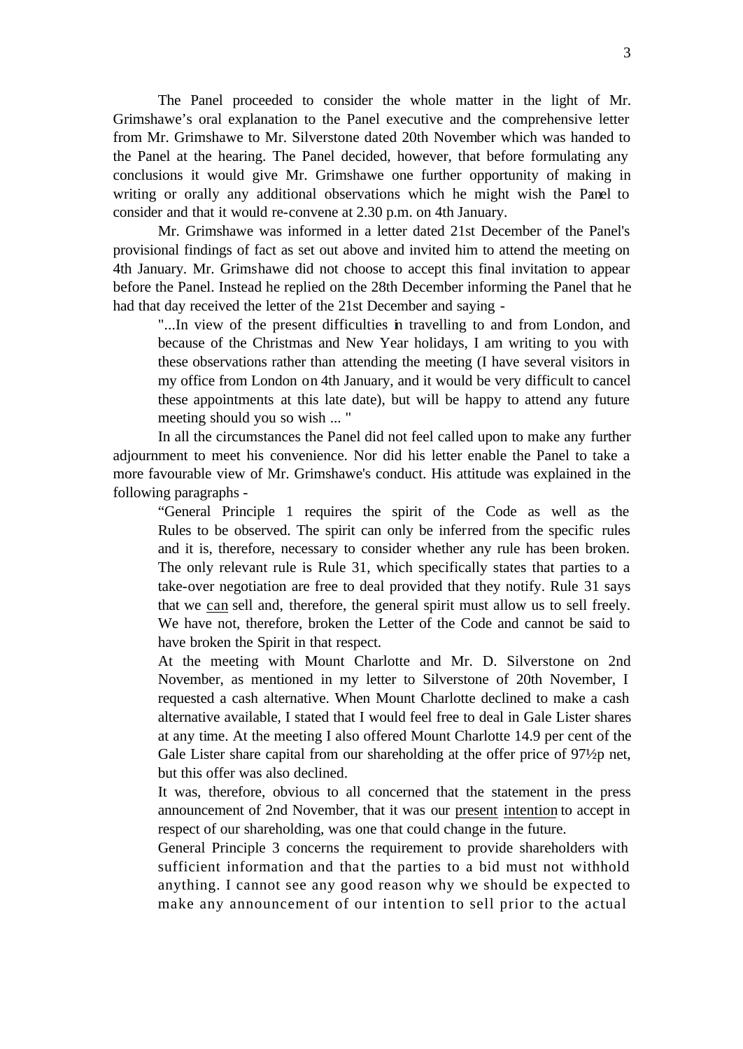The Panel proceeded to consider the whole matter in the light of Mr. Grimshawe's oral explanation to the Panel executive and the comprehensive letter from Mr. Grimshawe to Mr. Silverstone dated 20th November which was handed to the Panel at the hearing. The Panel decided, however, that before formulating any conclusions it would give Mr. Grimshawe one further opportunity of making in writing or orally any additional observations which he might wish the Panel to consider and that it would re-convene at 2.30 p.m. on 4th January.

Mr. Grimshawe was informed in a letter dated 21st December of the Panel's provisional findings of fact as set out above and invited him to attend the meeting on 4th January. Mr. Grimshawe did not choose to accept this final invitation to appear before the Panel. Instead he replied on the 28th December informing the Panel that he had that day received the letter of the 21st December and saying -

> "...In view of the present difficulties in travelling to and from London, and because of the Christmas and New Year holidays, I am writing to you with these observations rather than attending the meeting (I have several visitors in my office from London on 4th January, and it would be very difficult to cancel these appointments at this late date), but will be happy to attend any future meeting should you so wish ... "

In all the circumstances the Panel did not feel called upon to make any further adjournment to meet his convenience. Nor did his letter enable the Panel to take a more favourable view of Mr. Grimshawe's conduct. His attitude was explained in the following paragraphs -

> "General Principle 1 requires the spirit of the Code as well as the Rules to be observed. The spirit can only be inferred from the specific rules and it is, therefore, necessary to consider whether any rule has been broken. The only relevant rule is Rule 31, which specifically states that parties to a take-over negotiation are free to deal provided that they notify. Rule 31 says that we <u>can</u> sell and, therefore, the general spirit must allow us to sell freely. We have not, therefore, broken the Letter of the Code and cannot be said to have broken the Spirit in that respect.
>
> At the meeting with Mount Charlotte and Mr. D. Silverstone on 2nd November, as mentioned in my letter to Silverstone of 20th November, I requested a cash alternative. When Mount Charlotte declined to make a cash alternative available, I stated that I would feel free to deal in Gale Lister shares at any time. At the meeting I also offered Mount Charlotte 14.9 per cent of the Gale Lister share capital from our shareholding at the offer price of 97½p net, but this offer was also declined.
>
> It was, therefore, obvious to all concerned that the statement in the press announcement of 2nd November, that it was our <u>present</u> <u>intention</u> to accept in respect of our shareholding, was one that could change in the future.
>
> General Principle 3 concerns the requirement to provide shareholders with sufficient information and that the parties to a bid must not withhold anything. I cannot see any good reason why we should be expected to make any announcement of our intention to sell prior to the actual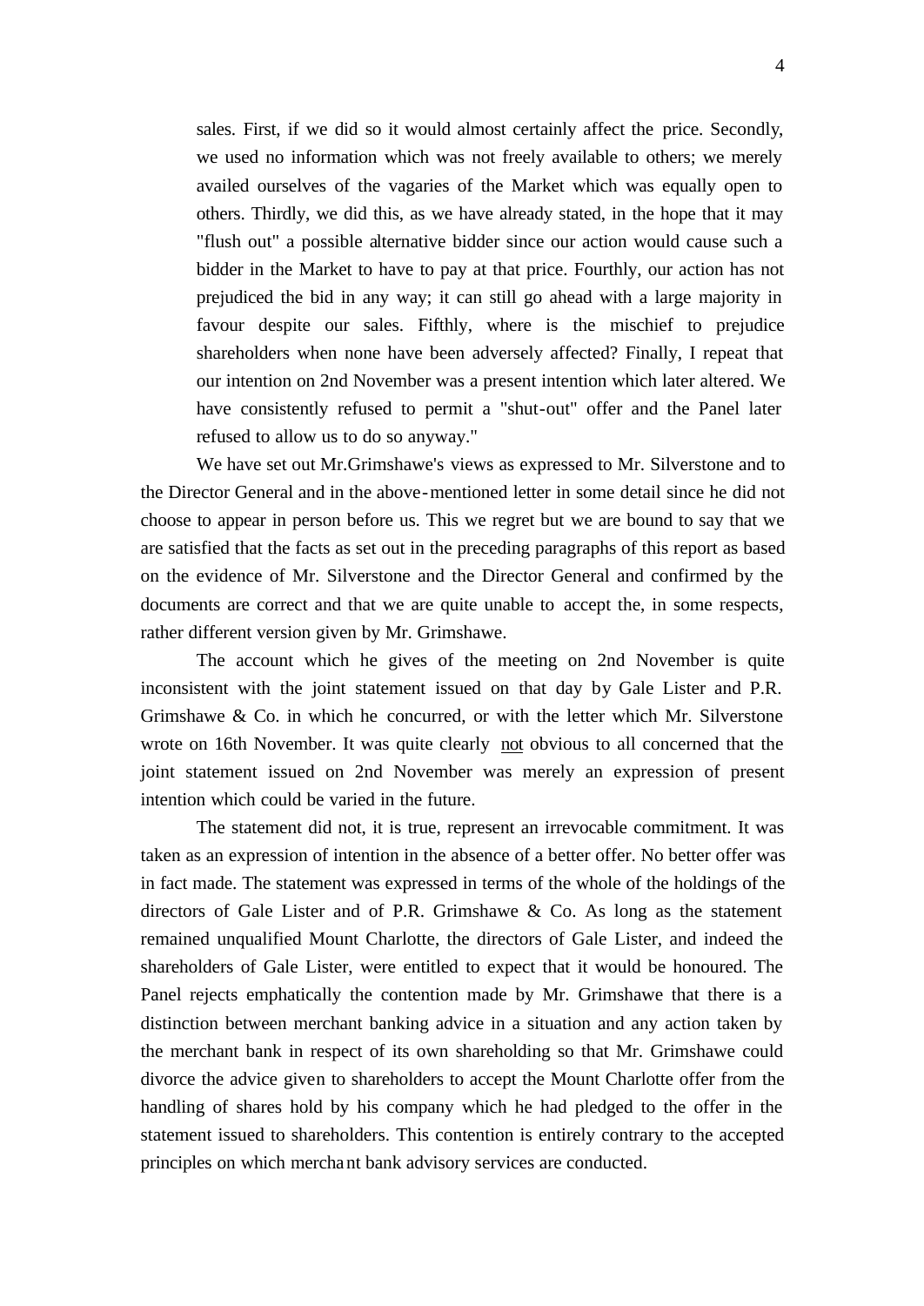sales. First, if we did so it would almost certainly affect the price. Secondly, we used no information which was not freely available to others; we merely availed ourselves of the vagaries of the Market which was equally open to others. Thirdly, we did this, as we have already stated, in the hope that it may "flush out" a possible alternative bidder since our action would cause such a bidder in the Market to have to pay at that price. Fourthly, our action has not prejudiced the bid in any way; it can still go ahead with a large majority in favour despite our sales. Fifthly, where is the mischief to prejudice shareholders when none have been adversely affected? Finally, I repeat that our intention on 2nd November was a present intention which later altered. We have consistently refused to permit a "shut-out" offer and the Panel later refused to allow us to do so anyway."

We have set out Mr.Grimshawe's views as expressed to Mr. Silverstone and to the Director General and in the above-mentioned letter in some detail since he did not choose to appear in person before us. This we regret but we are bound to say that we are satisfied that the facts as set out in the preceding paragraphs of this report as based on the evidence of Mr. Silverstone and the Director General and confirmed by the documents are correct and that we are quite unable to accept the, in some respects, rather different version given by Mr. Grimshawe.

The account which he gives of the meeting on 2nd November is quite inconsistent with the joint statement issued on that day by Gale Lister and P.R. Grimshawe & Co. in which he concurred, or with the letter which Mr. Silverstone wrote on 16th November. It was quite clearly not obvious to all concerned that the joint statement issued on 2nd November was merely an expression of present intention which could be varied in the future.

The statement did not, it is true, represent an irrevocable commitment. It was taken as an expression of intention in the absence of a better offer. No better offer was in fact made. The statement was expressed in terms of the whole of the holdings of the directors of Gale Lister and of P.R. Grimshawe & Co. As long as the statement remained unqualified Mount Charlotte, the directors of Gale Lister, and indeed the shareholders of Gale Lister, were entitled to expect that it would be honoured. The Panel rejects emphatically the contention made by Mr. Grimshawe that there is a distinction between merchant banking advice in a situation and any action taken by the merchant bank in respect of its own shareholding so that Mr. Grimshawe could divorce the advice given to shareholders to accept the Mount Charlotte offer from the handling of shares hold by his company which he had pledged to the offer in the statement issued to shareholders. This contention is entirely contrary to the accepted principles on which merchant bank advisory services are conducted.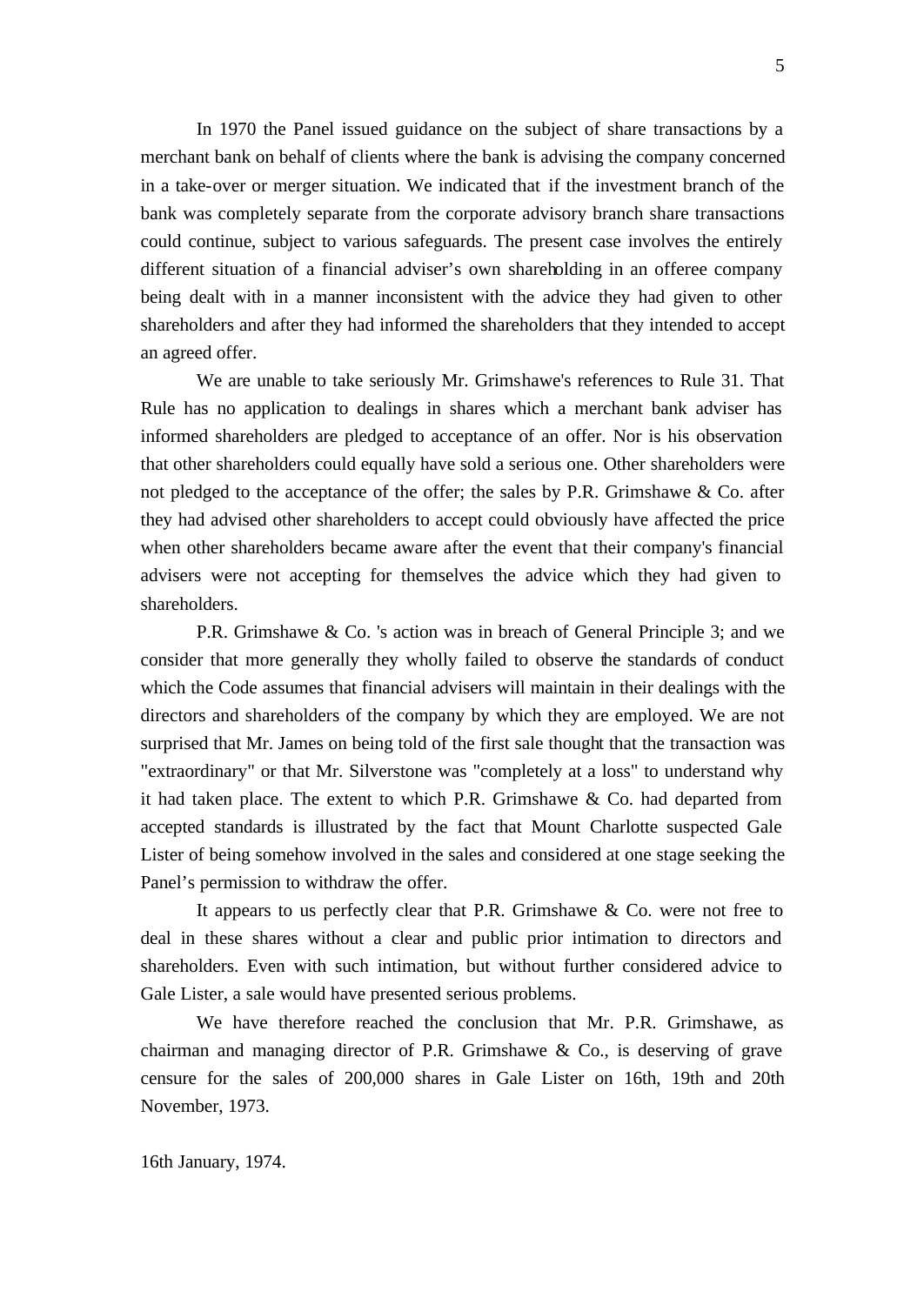In 1970 the Panel issued guidance on the subject of share transactions by a merchant bank on behalf of clients where the bank is advising the company concerned in a take-over or merger situation. We indicated that if the investment branch of the bank was completely separate from the corporate advisory branch share transactions could continue, subject to various safeguards. The present case involves the entirely different situation of a financial adviser's own shareholding in an offeree company being dealt with in a manner inconsistent with the advice they had given to other shareholders and after they had informed the shareholders that they intended to accept an agreed offer.

We are unable to take seriously Mr. Grimshawe's references to Rule 31. That Rule has no application to dealings in shares which a merchant bank adviser has informed shareholders are pledged to acceptance of an offer. Nor is his observation that other shareholders could equally have sold a serious one. Other shareholders were not pledged to the acceptance of the offer; the sales by P.R. Grimshawe & Co. after they had advised other shareholders to accept could obviously have affected the price when other shareholders became aware after the event that their company's financial advisers were not accepting for themselves the advice which they had given to shareholders.

P.R. Grimshawe & Co. 's action was in breach of General Principle 3; and we consider that more generally they wholly failed to observe the standards of conduct which the Code assumes that financial advisers will maintain in their dealings with the directors and shareholders of the company by which they are employed. We are not surprised that Mr. James on being told of the first sale thought that the transaction was "extraordinary" or that Mr. Silverstone was "completely at a loss" to understand why it had taken place. The extent to which P.R. Grimshawe & Co. had departed from accepted standards is illustrated by the fact that Mount Charlotte suspected Gale Lister of being somehow involved in the sales and considered at one stage seeking the Panel's permission to withdraw the offer.

It appears to us perfectly clear that P.R. Grimshawe & Co. were not free to deal in these shares without a clear and public prior intimation to directors and shareholders. Even with such intimation, but without further considered advice to Gale Lister, a sale would have presented serious problems.

We have therefore reached the conclusion that Mr. P.R. Grimshawe, as chairman and managing director of P.R. Grimshawe & Co., is deserving of grave censure for the sales of 200,000 shares in Gale Lister on 16th, 19th and 20th November, 1973.

16th January, 1974.